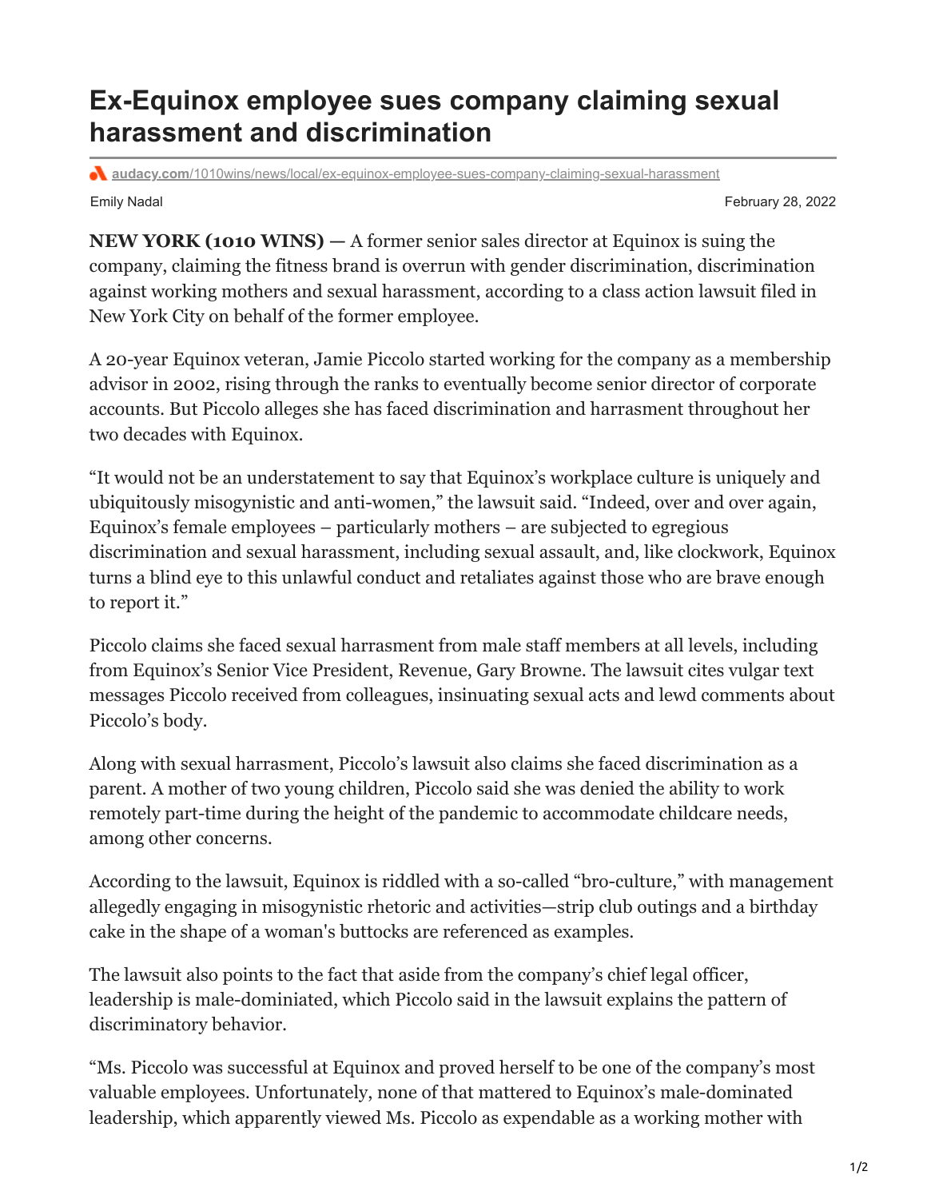# Ex-Equinox employee sues company claiming sexual harassment and discrimination

audacy.com/1010wins/news/local/ex-equinox-employee-sues-company-claiming-sexual-harassment

Emily Nadal

February 28, 2022

**NEW YORK (1010 WINS) —** A former senior sales director at Equinox is suing the company, claiming the fitness brand is overrun with gender discrimination, discrimination against working mothers and sexual harassment, according to a class action lawsuit filed in New York City on behalf of the former employee.

A 20-year Equinox veteran, Jamie Piccolo started working for the company as a membership advisor in 2002, rising through the ranks to eventually become senior director of corporate accounts. But Piccolo alleges she has faced discrimination and harrasment throughout her two decades with Equinox.

"It would not be an understatement to say that Equinox's workplace culture is uniquely and ubiquitously misogynistic and anti-women," the lawsuit said. "Indeed, over and over again, Equinox's female employees – particularly mothers – are subjected to egregious discrimination and sexual harassment, including sexual assault, and, like clockwork, Equinox turns a blind eye to this unlawful conduct and retaliates against those who are brave enough to report it."

Piccolo claims she faced sexual harrasment from male staff members at all levels, including from Equinox's Senior Vice President, Revenue, Gary Browne. The lawsuit cites vulgar text messages Piccolo received from colleagues, insinuating sexual acts and lewd comments about Piccolo's body.

Along with sexual harrasment, Piccolo's lawsuit also claims she faced discrimination as a parent. A mother of two young children, Piccolo said she was denied the ability to work remotely part-time during the height of the pandemic to accommodate childcare needs, among other concerns.

According to the lawsuit, Equinox is riddled with a so-called "bro-culture," with management allegedly engaging in misogynistic rhetoric and activities—strip club outings and a birthday cake in the shape of a woman's buttocks are referenced as examples.

The lawsuit also points to the fact that aside from the company's chief legal officer, leadership is male-dominated, which Piccolo said in the lawsuit explains the pattern of discriminatory behavior.

"Ms. Piccolo was successful at Equinox and proved herself to be one of the company's most valuable employees. Unfortunately, none of that mattered to Equinox's male-dominated leadership, which apparently viewed Ms. Piccolo as expendable as a working mother with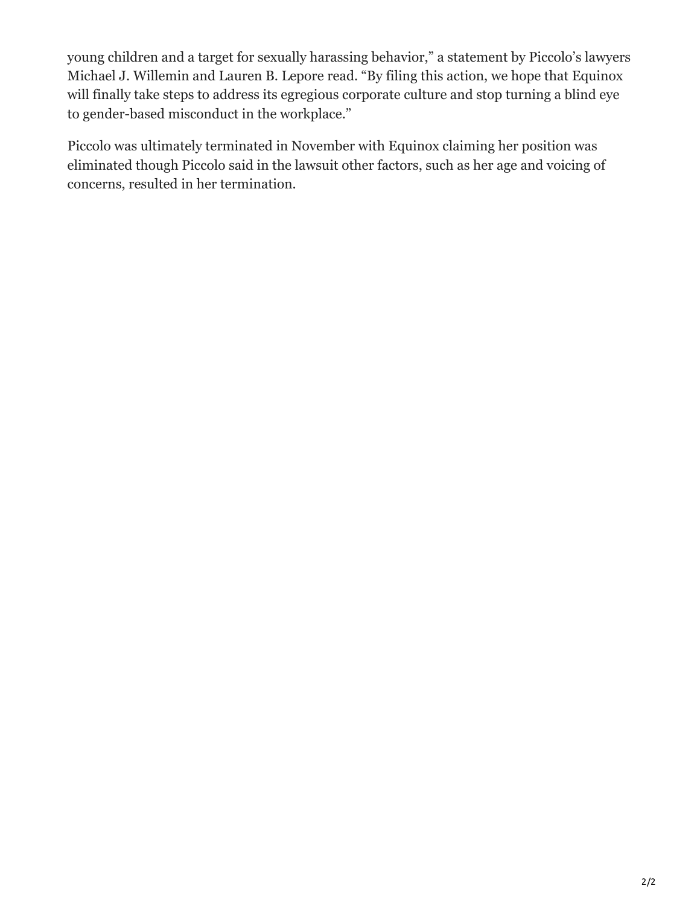young children and a target for sexually harassing behavior," a statement by Piccolo's lawyers Michael J. Willemin and Lauren B. Lepore read. "By filing this action, we hope that Equinox will finally take steps to address its egregious corporate culture and stop turning a blind eye to gender-based misconduct in the workplace."

Piccolo was ultimately terminated in November with Equinox claiming her position was eliminated though Piccolo said in the lawsuit other factors, such as her age and voicing of concerns, resulted in her termination.